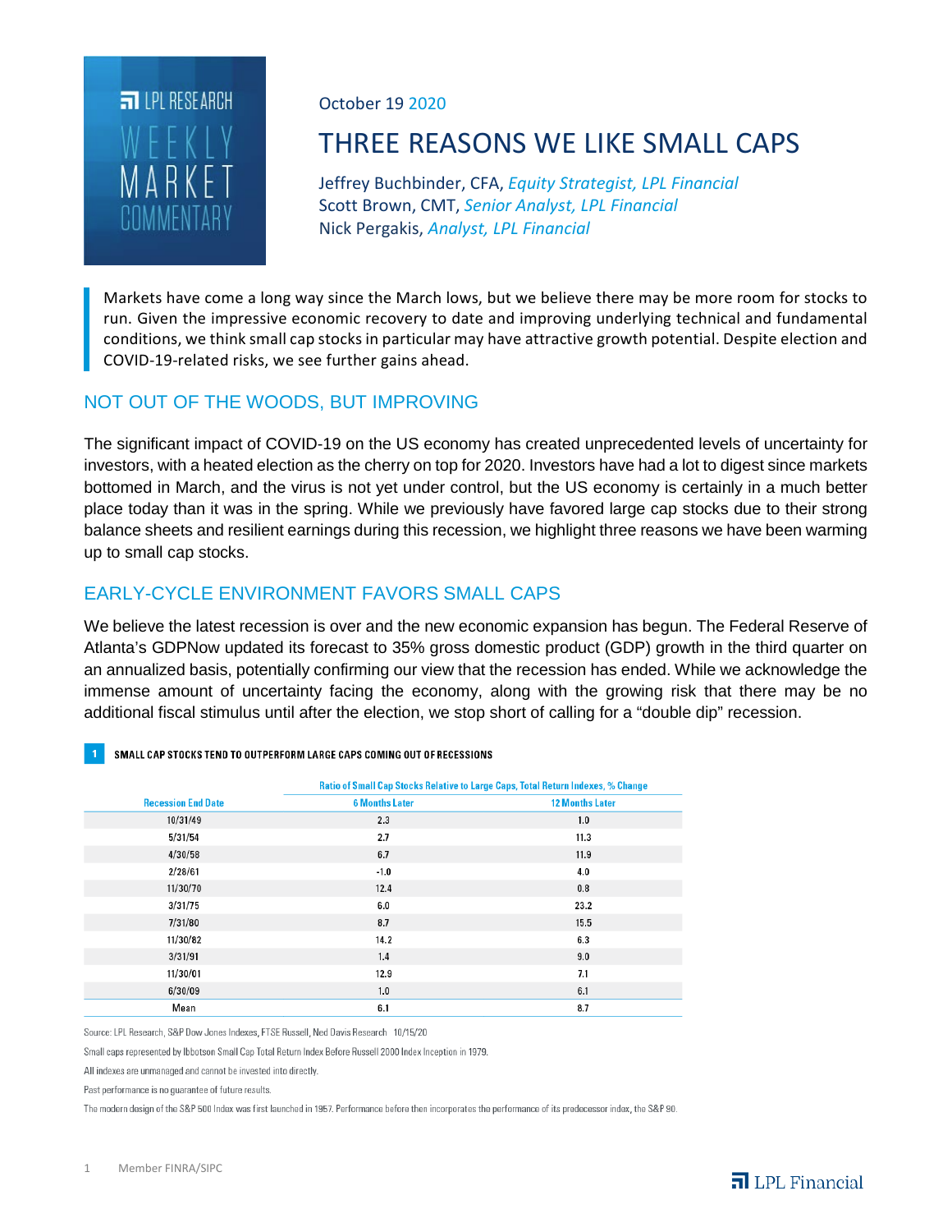LPL RESEARCH WEEKLY MARKET COMMENTARY

October 19 2020

# THREE REASONS WE LIKE SMALL CAPS

Jeffrey Buchbinder, CFA, *Equity Strategist, LPL Financial*
Scott Brown, CMT, *Senior Analyst, LPL Financial*
Nick Pergakis, *Analyst, LPL Financial*

> Markets have come a long way since the March lows, but we believe there may be more room for stocks to run. Given the impressive economic recovery to date and improving underlying technical and fundamental conditions, we think small cap stocks in particular may have attractive growth potential. Despite election and COVID-19-related risks, we see further gains ahead.

## NOT OUT OF THE WOODS, BUT IMPROVING

The significant impact of COVID-19 on the US economy has created unprecedented levels of uncertainty for investors, with a heated election as the cherry on top for 2020. Investors have had a lot to digest since markets bottomed in March, and the virus is not yet under control, but the US economy is certainly in a much better place today than it was in the spring. While we previously have favored large cap stocks due to their strong balance sheets and resilient earnings during this recession, we highlight three reasons we have been warming up to small cap stocks.

## EARLY-CYCLE ENVIRONMENT FAVORS SMALL CAPS

We believe the latest recession is over and the new economic expansion has begun. The Federal Reserve of Atlanta's GDPNow updated its forecast to 35% gross domestic product (GDP) growth in the third quarter on an annualized basis, potentially confirming our view that the recession has ended. While we acknowledge the immense amount of uncertainty facing the economy, along with the growing risk that there may be no additional fiscal stimulus until after the election, we stop short of calling for a "double dip" recession.

**1 SMALL CAP STOCKS TEND TO OUTPERFORM LARGE CAPS COMING OUT OF RECESSIONS**

| | Ratio of Small Cap Stocks Relative to Large Caps, Total Return Indexes, % Change | |
|---|---|---|
| Recession End Date | 6 Months Later | 12 Months Later |
| 10/31/49 | 2.3 | 1.0 |
| 5/31/54 | 2.7 | 11.3 |
| 4/30/58 | 6.7 | 11.9 |
| 2/28/61 | -1.0 | 4.0 |
| 11/30/70 | 12.4 | 0.8 |
| 3/31/75 | 6.0 | 23.2 |
| 7/31/80 | 8.7 | 15.5 |
| 11/30/82 | 14.2 | 6.3 |
| 3/31/91 | 1.4 | 9.0 |
| 11/30/01 | 12.9 | 7.1 |
| 6/30/09 | 1.0 | 6.1 |
| Mean | 6.1 | 8.7 |

Source: LPL Research, S&P Dow Jones Indexes, FTSE Russell, Ned Davis Research 10/15/20

Small caps represented by Ibbotson Small Cap Total Return Index Before Russell 2000 Index Inception in 1979.

All indexes are unmanaged and cannot be invested into directly.

Past performance is no guarantee of future results.

The modern design of the S&P 500 Index was first launched in 1957. Performance before then incorporates the performance of its predecessor index, the S&P 90.

Member FINRA/SIPC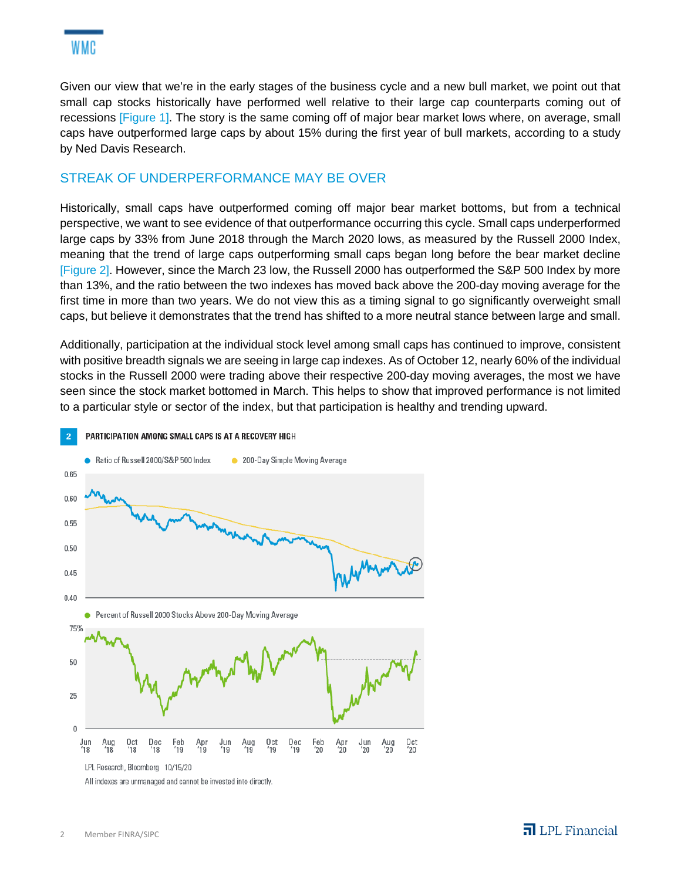Given our view that we're in the early stages of the business cycle and a new bull market, we point out that small cap stocks historically have performed well relative to their large cap counterparts coming out of recessions [Figure 1]. The story is the same coming off of major bear market lows where, on average, small caps have outperformed large caps by about 15% during the first year of bull markets, according to a study by Ned Davis Research.

## STREAK OF UNDERPERFORMANCE MAY BE OVER

Historically, small caps have outperformed coming off major bear market bottoms, but from a technical perspective, we want to see evidence of that outperformance occurring this cycle. Small caps underperformed large caps by 33% from June 2018 through the March 2020 lows, as measured by the Russell 2000 Index, meaning that the trend of large caps outperforming small caps began long before the bear market decline [Figure 2]. However, since the March 23 low, the Russell 2000 has outperformed the S&P 500 Index by more than 13%, and the ratio between the two indexes has moved back above the 200-day moving average for the first time in more than two years. We do not view this as a timing signal to go significantly overweight small caps, but believe it demonstrates that the trend has shifted to a more neutral stance between large and small.

Additionally, participation at the individual stock level among small caps has continued to improve, consistent with positive breadth signals we are seeing in large cap indexes. As of October 12, nearly 60% of the individual stocks in the Russell 2000 were trading above their respective 200-day moving averages, the most we have seen since the stock market bottomed in March. This helps to show that improved performance is not limited to a particular style or sector of the index, but that participation is healthy and trending upward.

**2 PARTICIPATION AMONG SMALL CAPS IS AT A RECOVERY HIGH**

LPL Research, Bloomberg 10/15/20

All indexes are unmanaged and cannot be invested into directly.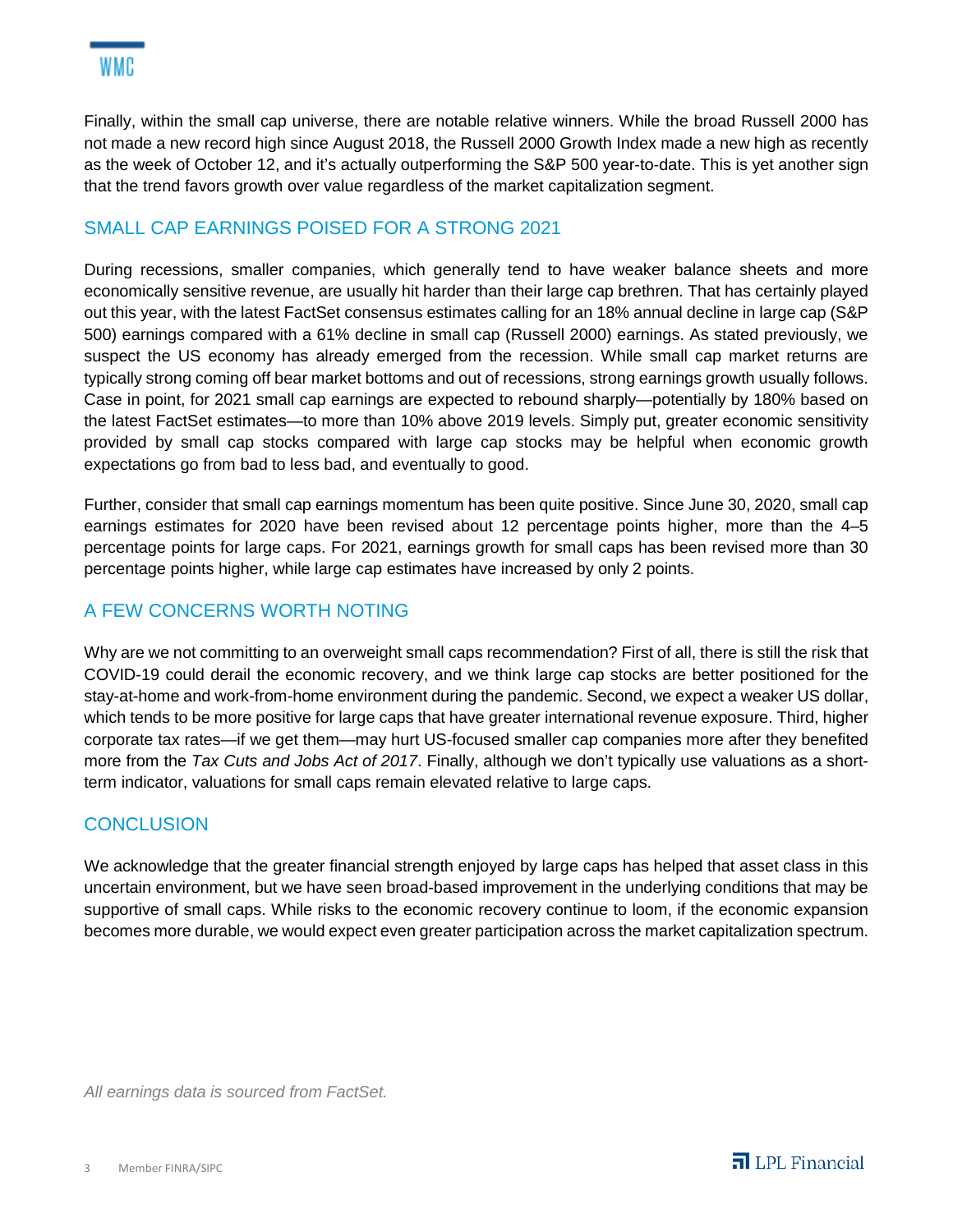Finally, within the small cap universe, there are notable relative winners. While the broad Russell 2000 has not made a new record high since August 2018, the Russell 2000 Growth Index made a new high as recently as the week of October 12, and it's actually outperforming the S&P 500 year-to-date. This is yet another sign that the trend favors growth over value regardless of the market capitalization segment.

## SMALL CAP EARNINGS POISED FOR A STRONG 2021

During recessions, smaller companies, which generally tend to have weaker balance sheets and more economically sensitive revenue, are usually hit harder than their large cap brethren. That has certainly played out this year, with the latest FactSet consensus estimates calling for an 18% annual decline in large cap (S&P 500) earnings compared with a 61% decline in small cap (Russell 2000) earnings. As stated previously, we suspect the US economy has already emerged from the recession. While small cap market returns are typically strong coming off bear market bottoms and out of recessions, strong earnings growth usually follows. Case in point, for 2021 small cap earnings are expected to rebound sharply—potentially by 180% based on the latest FactSet estimates—to more than 10% above 2019 levels. Simply put, greater economic sensitivity provided by small cap stocks compared with large cap stocks may be helpful when economic growth expectations go from bad to less bad, and eventually to good.

Further, consider that small cap earnings momentum has been quite positive. Since June 30, 2020, small cap earnings estimates for 2020 have been revised about 12 percentage points higher, more than the 4–5 percentage points for large caps. For 2021, earnings growth for small caps has been revised more than 30 percentage points higher, while large cap estimates have increased by only 2 points.

## A FEW CONCERNS WORTH NOTING

Why are we not committing to an overweight small caps recommendation? First of all, there is still the risk that COVID-19 could derail the economic recovery, and we think large cap stocks are better positioned for the stay-at-home and work-from-home environment during the pandemic. Second, we expect a weaker US dollar, which tends to be more positive for large caps that have greater international revenue exposure. Third, higher corporate tax rates—if we get them—may hurt US-focused smaller cap companies more after they benefited more from the *Tax Cuts and Jobs Act of 2017*. Finally, although we don't typically use valuations as a short-term indicator, valuations for small caps remain elevated relative to large caps.

## CONCLUSION

We acknowledge that the greater financial strength enjoyed by large caps has helped that asset class in this uncertain environment, but we have seen broad-based improvement in the underlying conditions that may be supportive of small caps. While risks to the economic recovery continue to loom, if the economic expansion becomes more durable, we would expect even greater participation across the market capitalization spectrum.

*All earnings data is sourced from FactSet.*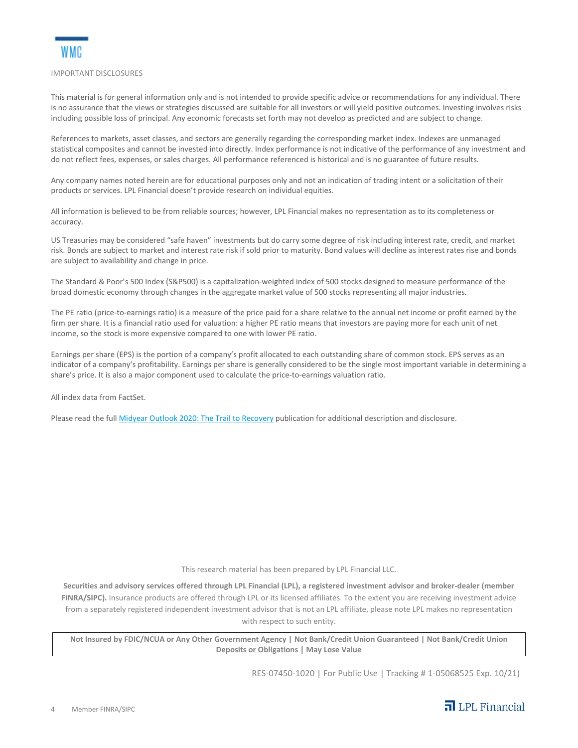IMPORTANT DISCLOSURES

This material is for general information only and is not intended to provide specific advice or recommendations for any individual. There is no assurance that the views or strategies discussed are suitable for all investors or will yield positive outcomes. Investing involves risks including possible loss of principal. Any economic forecasts set forth may not develop as predicted and are subject to change.

References to markets, asset classes, and sectors are generally regarding the corresponding market index. Indexes are unmanaged statistical composites and cannot be invested into directly. Index performance is not indicative of the performance of any investment and do not reflect fees, expenses, or sales charges. All performance referenced is historical and is no guarantee of future results.

Any company names noted herein are for educational purposes only and not an indication of trading intent or a solicitation of their products or services. LPL Financial doesn't provide research on individual equities.

All information is believed to be from reliable sources; however, LPL Financial makes no representation as to its completeness or accuracy.

US Treasuries may be considered "safe haven" investments but do carry some degree of risk including interest rate, credit, and market risk. Bonds are subject to market and interest rate risk if sold prior to maturity. Bond values will decline as interest rates rise and bonds are subject to availability and change in price.

The Standard & Poor's 500 Index (S&P500) is a capitalization-weighted index of 500 stocks designed to measure performance of the broad domestic economy through changes in the aggregate market value of 500 stocks representing all major industries.

The PE ratio (price-to-earnings ratio) is a measure of the price paid for a share relative to the annual net income or profit earned by the firm per share. It is a financial ratio used for valuation: a higher PE ratio means that investors are paying more for each unit of net income, so the stock is more expensive compared to one with lower PE ratio.

Earnings per share (EPS) is the portion of a company's profit allocated to each outstanding share of common stock. EPS serves as an indicator of a company's profitability. Earnings per share is generally considered to be the single most important variable in determining a share's price. It is also a major component used to calculate the price-to-earnings valuation ratio.

All index data from FactSet.

Please read the full [Midyear Outlook 2020: The Trail to Recovery] publication for additional description and disclosure.

This research material has been prepared by LPL Financial LLC.

**Securities and advisory services offered through LPL Financial (LPL), a registered investment advisor and broker-dealer (member FINRA/SIPC).** Insurance products are offered through LPL or its licensed affiliates. To the extent you are receiving investment advice from a separately registered independent investment advisor that is not an LPL affiliate, please note LPL makes no representation with respect to such entity.

**Not Insured by FDIC/NCUA or Any Other Government Agency | Not Bank/Credit Union Guaranteed | Not Bank/Credit Union Deposits or Obligations | May Lose Value**

RES-07450-1020 | For Public Use | Tracking # 1-05068525 Exp. 10/21)

Member FINRA/SIPC